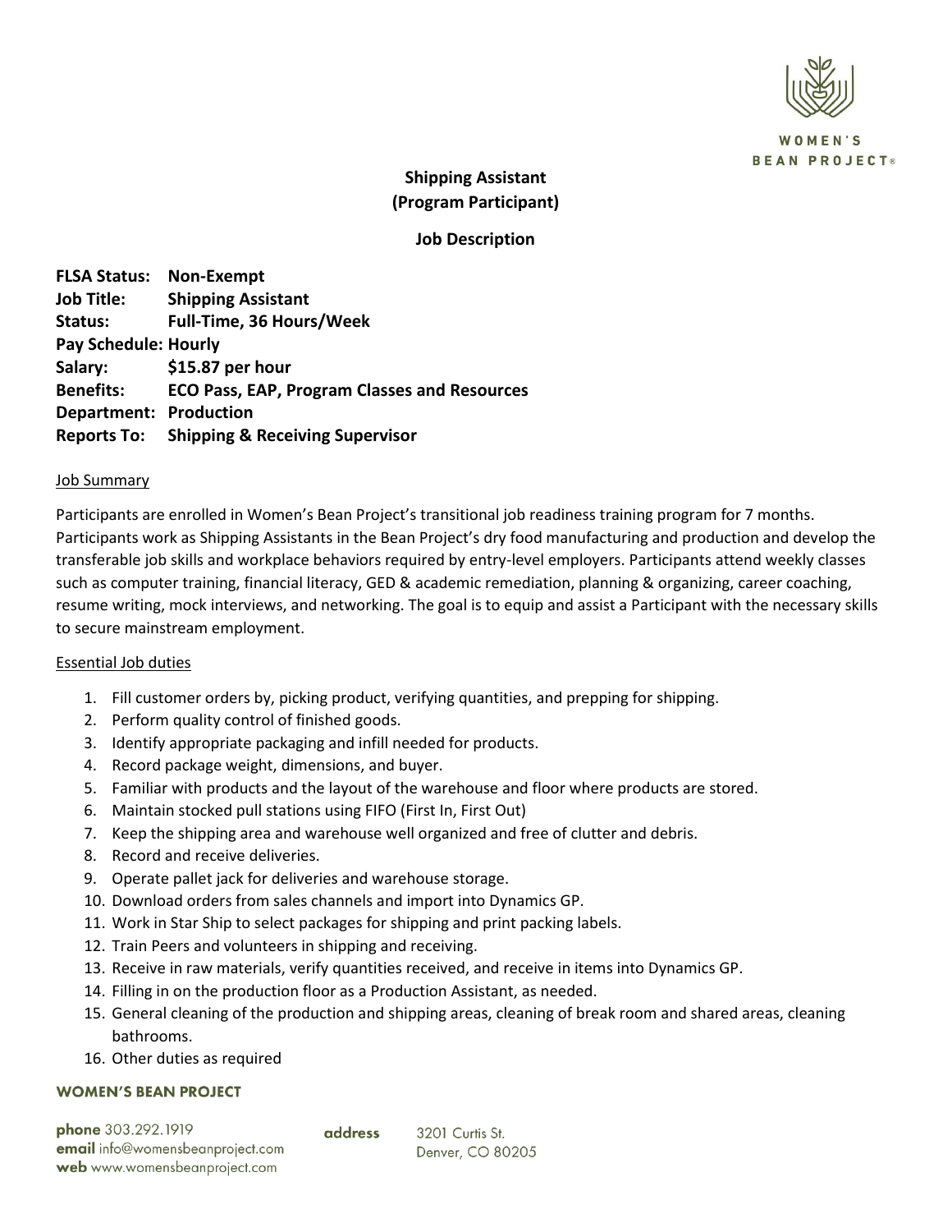WOMEN'S BEAN PROJECT®

# Shipping Assistant
## (Program Participant)

## Job Description

**FLSA Status:** **Non-Exempt**
**Job Title:** **Shipping Assistant**
**Status:** **Full-Time, 36 Hours/Week**
**Pay Schedule:** **Hourly**
**Salary:** **$15.87 per hour**
**Benefits:** **ECO Pass, EAP, Program Classes and Resources**
**Department:** **Production**
**Reports To:** **Shipping & Receiving Supervisor**

### Job Summary

Participants are enrolled in Women's Bean Project's transitional job readiness training program for 7 months. Participants work as Shipping Assistants in the Bean Project's dry food manufacturing and production and develop the transferable job skills and workplace behaviors required by entry-level employers. Participants attend weekly classes such as computer training, financial literacy, GED & academic remediation, planning & organizing, career coaching, resume writing, mock interviews, and networking. The goal is to equip and assist a Participant with the necessary skills to secure mainstream employment.

### Essential Job duties

1. Fill customer orders by, picking product, verifying quantities, and prepping for shipping.
2. Perform quality control of finished goods.
3. Identify appropriate packaging and infill needed for products.
4. Record package weight, dimensions, and buyer.
5. Familiar with products and the layout of the warehouse and floor where products are stored.
6. Maintain stocked pull stations using FIFO (First In, First Out)
7. Keep the shipping area and warehouse well organized and free of clutter and debris.
8. Record and receive deliveries.
9. Operate pallet jack for deliveries and warehouse storage.
10. Download orders from sales channels and import into Dynamics GP.
11. Work in Star Ship to select packages for shipping and print packing labels.
12. Train Peers and volunteers in shipping and receiving.
13. Receive in raw materials, verify quantities received, and receive in items into Dynamics GP.
14. Filling in on the production floor as a Production Assistant, as needed.
15. General cleaning of the production and shipping areas, cleaning of break room and shared areas, cleaning bathrooms.
16. Other duties as required

**WOMEN'S BEAN PROJECT**

**phone** 303.292.1919
**email** info@womensbeanproject.com
**web** www.womensbeanproject.com

**address** 3201 Curtis St.
Denver, CO 80205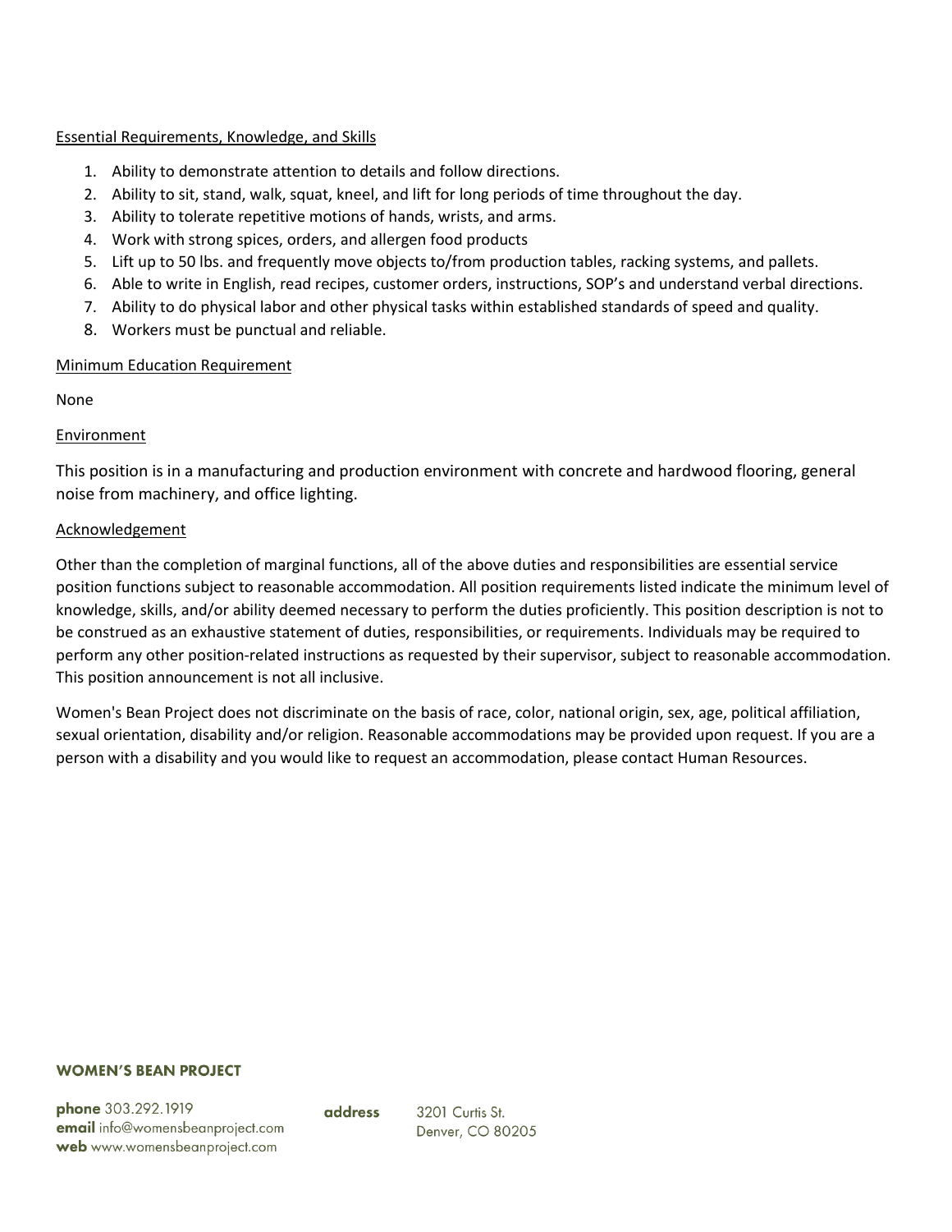Essential Requirements, Knowledge, and Skills

1. Ability to demonstrate attention to details and follow directions.
2. Ability to sit, stand, walk, squat, kneel, and lift for long periods of time throughout the day.
3. Ability to tolerate repetitive motions of hands, wrists, and arms.
4. Work with strong spices, orders, and allergen food products
5. Lift up to 50 lbs. and frequently move objects to/from production tables, racking systems, and pallets.
6. Able to write in English, read recipes, customer orders, instructions, SOP's and understand verbal directions.
7. Ability to do physical labor and other physical tasks within established standards of speed and quality.
8. Workers must be punctual and reliable.

Minimum Education Requirement

None

Environment

This position is in a manufacturing and production environment with concrete and hardwood flooring, general noise from machinery, and office lighting.

Acknowledgement

Other than the completion of marginal functions, all of the above duties and responsibilities are essential service position functions subject to reasonable accommodation. All position requirements listed indicate the minimum level of knowledge, skills, and/or ability deemed necessary to perform the duties proficiently. This position description is not to be construed as an exhaustive statement of duties, responsibilities, or requirements. Individuals may be required to perform any other position-related instructions as requested by their supervisor, subject to reasonable accommodation. This position announcement is not all inclusive.

Women's Bean Project does not discriminate on the basis of race, color, national origin, sex, age, political affiliation, sexual orientation, disability and/or religion. Reasonable accommodations may be provided upon request. If you are a person with a disability and you would like to request an accommodation, please contact Human Resources.